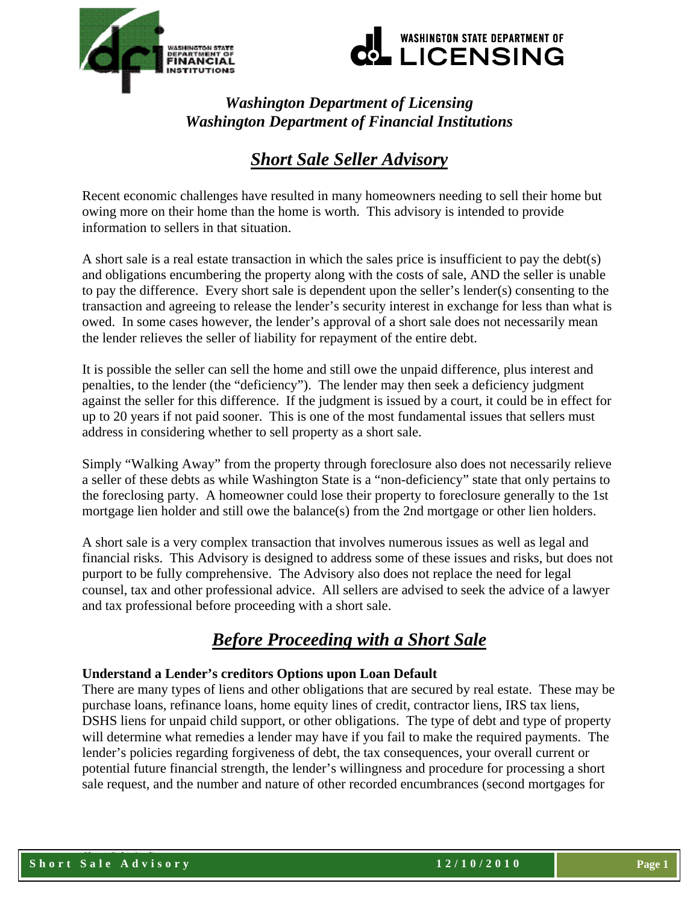*Washington Department of Licensing*
*Washington Department of Financial Institutions*

# *Short Sale Seller Advisory*

Recent economic challenges have resulted in many homeowners needing to sell their home but owing more on their home than the home is worth. This advisory is intended to provide information to sellers in that situation.

A short sale is a real estate transaction in which the sales price is insufficient to pay the debt(s) and obligations encumbering the property along with the costs of sale, AND the seller is unable to pay the difference. Every short sale is dependent upon the seller's lender(s) consenting to the transaction and agreeing to release the lender's security interest in exchange for less than what is owed. In some cases however, the lender's approval of a short sale does not necessarily mean the lender relieves the seller of liability for repayment of the entire debt.

It is possible the seller can sell the home and still owe the unpaid difference, plus interest and penalties, to the lender (the "deficiency"). The lender may then seek a deficiency judgment against the seller for this difference. If the judgment is issued by a court, it could be in effect for up to 20 years if not paid sooner. This is one of the most fundamental issues that sellers must address in considering whether to sell property as a short sale.

Simply "Walking Away" from the property through foreclosure also does not necessarily relieve a seller of these debts as while Washington State is a "non-deficiency" state that only pertains to the foreclosing party. A homeowner could lose their property to foreclosure generally to the 1st mortgage lien holder and still owe the balance(s) from the 2nd mortgage or other lien holders.

A short sale is a very complex transaction that involves numerous issues as well as legal and financial risks. This Advisory is designed to address some of these issues and risks, but does not purport to be fully comprehensive. The Advisory also does not replace the need for legal counsel, tax and other professional advice. All sellers are advised to seek the advice of a lawyer and tax professional before proceeding with a short sale.

## *Before Proceeding with a Short Sale*

**Understand a Lender's creditors Options upon Loan Default**

There are many types of liens and other obligations that are secured by real estate. These may be purchase loans, refinance loans, home equity lines of credit, contractor liens, IRS tax liens, DSHS liens for unpaid child support, or other obligations. The type of debt and type of property will determine what remedies a lender may have if you fail to make the required payments. The lender's policies regarding forgiveness of debt, the tax consequences, your overall current or potential future financial strength, the lender's willingness and procedure for processing a short sale request, and the number and nature of other recorded encumbrances (second mortgages for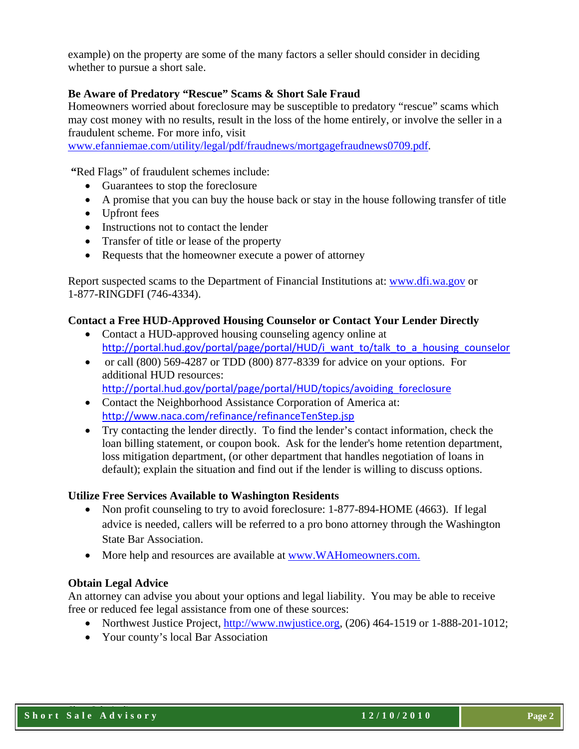example) on the property are some of the many factors a seller should consider in deciding whether to pursue a short sale.

**Be Aware of Predatory "Rescue" Scams & Short Sale Fraud**

Homeowners worried about foreclosure may be susceptible to predatory "rescue" scams which may cost money with no results, result in the loss of the home entirely, or involve the seller in a fraudulent scheme. For more info, visit www.efanniemae.com/utility/legal/pdf/fraudnews/mortgagefraudnews0709.pdf.

"Red Flags" of fraudulent schemes include:

- Guarantees to stop the foreclosure
- A promise that you can buy the house back or stay in the house following transfer of title
- Upfront fees
- Instructions not to contact the lender
- Transfer of title or lease of the property
- Requests that the homeowner execute a power of attorney

Report suspected scams to the Department of Financial Institutions at: www.dfi.wa.gov or 1-877-RINGDFI (746-4334).

**Contact a Free HUD-Approved Housing Counselor or Contact Your Lender Directly**

- Contact a HUD-approved housing counseling agency online at http://portal.hud.gov/portal/page/portal/HUD/i_want_to/talk_to_a_housing_counselor
- or call (800) 569-4287 or TDD (800) 877-8339 for advice on your options. For additional HUD resources: http://portal.hud.gov/portal/page/portal/HUD/topics/avoiding_foreclosure
- Contact the Neighborhood Assistance Corporation of America at: http://www.naca.com/refinance/refinanceTenStep.jsp
- Try contacting the lender directly. To find the lender's contact information, check the loan billing statement, or coupon book. Ask for the lender's home retention department, loss mitigation department, (or other department that handles negotiation of loans in default); explain the situation and find out if the lender is willing to discuss options.

**Utilize Free Services Available to Washington Residents**

- Non profit counseling to try to avoid foreclosure: 1-877-894-HOME (4663). If legal advice is needed, callers will be referred to a pro bono attorney through the Washington State Bar Association.
- More help and resources are available at www.WAHomeowners.com.

**Obtain Legal Advice**

An attorney can advise you about your options and legal liability. You may be able to receive free or reduced fee legal assistance from one of these sources:

- Northwest Justice Project, http://www.nwjustice.org, (206) 464-1519 or 1-888-201-1012;
- Your county's local Bar Association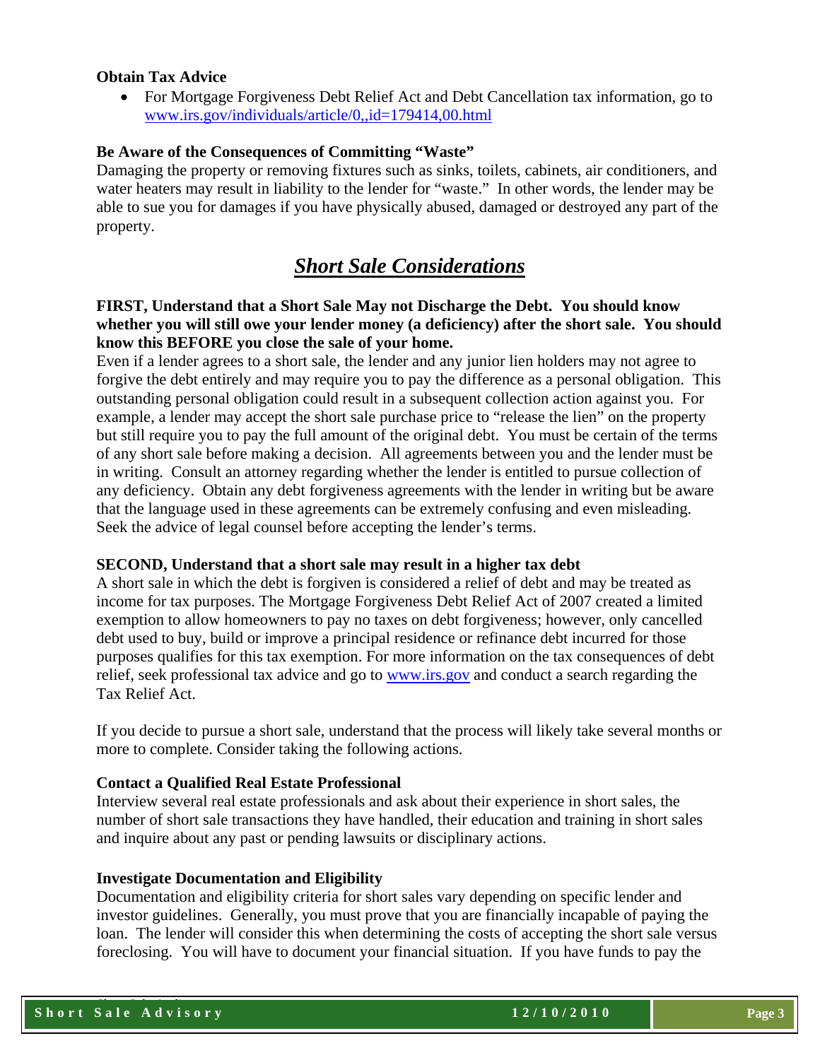### Obtain Tax Advice

- For Mortgage Forgiveness Debt Relief Act and Debt Cancellation tax information, go to [www.irs.gov/individuals/article/0,,id=179414,00.html](www.irs.gov/individuals/article/0,,id=179414,00.html)

### Be Aware of the Consequences of Committing "Waste"

Damaging the property or removing fixtures such as sinks, toilets, cabinets, air conditioners, and water heaters may result in liability to the lender for "waste." In other words, the lender may be able to sue you for damages if you have physically abused, damaged or destroyed any part of the property.

## ***Short Sale Considerations***

**FIRST, Understand that a Short Sale May not Discharge the Debt. You should know whether you will still owe your lender money (a deficiency) after the short sale. You should know this BEFORE you close the sale of your home.**

Even if a lender agrees to a short sale, the lender and any junior lien holders may not agree to forgive the debt entirely and may require you to pay the difference as a personal obligation. This outstanding personal obligation could result in a subsequent collection action against you. For example, a lender may accept the short sale purchase price to "release the lien" on the property but still require you to pay the full amount of the original debt. You must be certain of the terms of any short sale before making a decision. All agreements between you and the lender must be in writing. Consult an attorney regarding whether the lender is entitled to pursue collection of any deficiency. Obtain any debt forgiveness agreements with the lender in writing but be aware that the language used in these agreements can be extremely confusing and even misleading. Seek the advice of legal counsel before accepting the lender's terms.

**SECOND, Understand that a short sale may result in a higher tax debt**

A short sale in which the debt is forgiven is considered a relief of debt and may be treated as income for tax purposes. The Mortgage Forgiveness Debt Relief Act of 2007 created a limited exemption to allow homeowners to pay no taxes on debt forgiveness; however, only cancelled debt used to buy, build or improve a principal residence or refinance debt incurred for those purposes qualifies for this tax exemption. For more information on the tax consequences of debt relief, seek professional tax advice and go to [www.irs.gov](www.irs.gov) and conduct a search regarding the Tax Relief Act.

If you decide to pursue a short sale, understand that the process will likely take several months or more to complete. Consider taking the following actions.

### Contact a Qualified Real Estate Professional

Interview several real estate professionals and ask about their experience in short sales, the number of short sale transactions they have handled, their education and training in short sales and inquire about any past or pending lawsuits or disciplinary actions.

### Investigate Documentation and Eligibility

Documentation and eligibility criteria for short sales vary depending on specific lender and investor guidelines. Generally, you must prove that you are financially incapable of paying the loan. The lender will consider this when determining the costs of accepting the short sale versus foreclosing. You will have to document your financial situation. If you have funds to pay the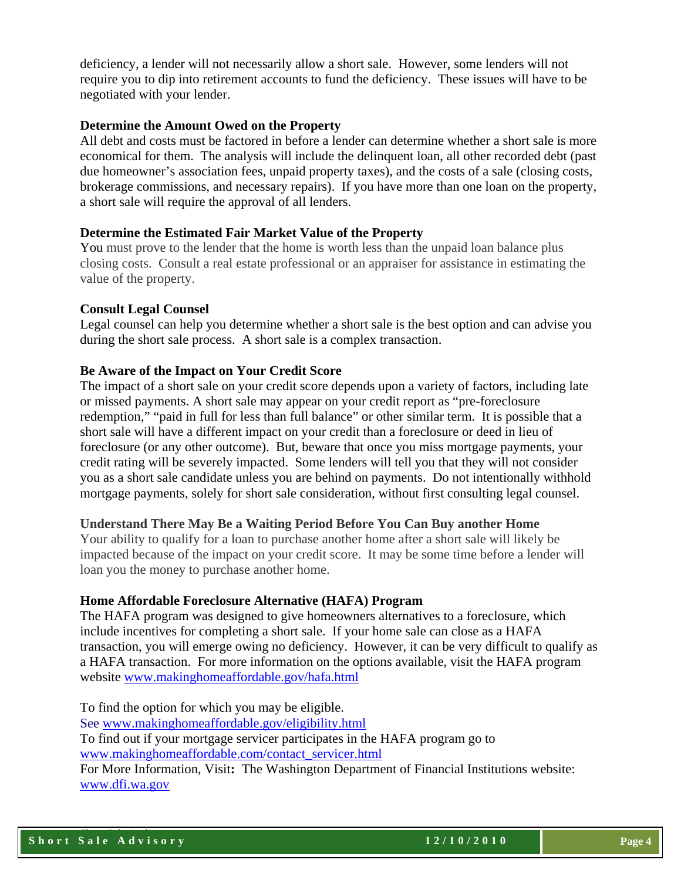deficiency, a lender will not necessarily allow a short sale. However, some lenders will not require you to dip into retirement accounts to fund the deficiency. These issues will have to be negotiated with your lender.

**Determine the Amount Owed on the Property**

All debt and costs must be factored in before a lender can determine whether a short sale is more economical for them. The analysis will include the delinquent loan, all other recorded debt (past due homeowner's association fees, unpaid property taxes), and the costs of a sale (closing costs, brokerage commissions, and necessary repairs). If you have more than one loan on the property, a short sale will require the approval of all lenders.

**Determine the Estimated Fair Market Value of the Property**

You must prove to the lender that the home is worth less than the unpaid loan balance plus closing costs. Consult a real estate professional or an appraiser for assistance in estimating the value of the property.

**Consult Legal Counsel**

Legal counsel can help you determine whether a short sale is the best option and can advise you during the short sale process. A short sale is a complex transaction.

**Be Aware of the Impact on Your Credit Score**

The impact of a short sale on your credit score depends upon a variety of factors, including late or missed payments. A short sale may appear on your credit report as "pre-foreclosure redemption," "paid in full for less than full balance" or other similar term. It is possible that a short sale will have a different impact on your credit than a foreclosure or deed in lieu of foreclosure (or any other outcome). But, beware that once you miss mortgage payments, your credit rating will be severely impacted. Some lenders will tell you that they will not consider you as a short sale candidate unless you are behind on payments. Do not intentionally withhold mortgage payments, solely for short sale consideration, without first consulting legal counsel.

**Understand There May Be a Waiting Period Before You Can Buy another Home**

Your ability to qualify for a loan to purchase another home after a short sale will likely be impacted because of the impact on your credit score. It may be some time before a lender will loan you the money to purchase another home.

**Home Affordable Foreclosure Alternative (HAFA) Program**

The HAFA program was designed to give homeowners alternatives to a foreclosure, which include incentives for completing a short sale. If your home sale can close as a HAFA transaction, you will emerge owing no deficiency. However, it can be very difficult to qualify as a HAFA transaction. For more information on the options available, visit the HAFA program website www.makinghomeaffordable.gov/hafa.html

To find the option for which you may be eligible.
See www.makinghomeaffordable.gov/eligibility.html
To find out if your mortgage servicer participates in the HAFA program go to
www.makinghomeaffordable.com/contact_servicer.html
For More Information, Visit**:** The Washington Department of Financial Institutions website:
www.dfi.wa.gov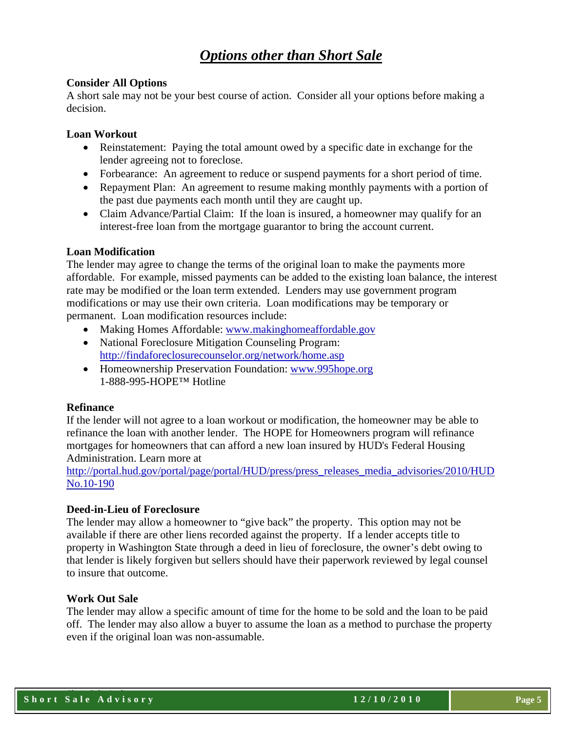# *Options other than Short Sale*

**Consider All Options**
A short sale may not be your best course of action. Consider all your options before making a decision.

**Loan Workout**

- Reinstatement: Paying the total amount owed by a specific date in exchange for the lender agreeing not to foreclose.
- Forbearance: An agreement to reduce or suspend payments for a short period of time.
- Repayment Plan: An agreement to resume making monthly payments with a portion of the past due payments each month until they are caught up.
- Claim Advance/Partial Claim: If the loan is insured, a homeowner may qualify for an interest-free loan from the mortgage guarantor to bring the account current.

**Loan Modification**
The lender may agree to change the terms of the original loan to make the payments more affordable. For example, missed payments can be added to the existing loan balance, the interest rate may be modified or the loan term extended. Lenders may use government program modifications or may use their own criteria. Loan modifications may be temporary or permanent. Loan modification resources include:

- Making Homes Affordable: www.makinghomeaffordable.gov
- National Foreclosure Mitigation Counseling Program: http://findaforeclosurecounselor.org/network/home.asp
- Homeownership Preservation Foundation: www.995hope.org
  1-888-995-HOPE™ Hotline

**Refinance**
If the lender will not agree to a loan workout or modification, the homeowner may be able to refinance the loan with another lender. The HOPE for Homeowners program will refinance mortgages for homeowners that can afford a new loan insured by HUD's Federal Housing Administration. Learn more at http://portal.hud.gov/portal/page/portal/HUD/press/press_releases_media_advisories/2010/HUDNo.10-190

**Deed-in-Lieu of Foreclosure**
The lender may allow a homeowner to "give back" the property. This option may not be available if there are other liens recorded against the property. If a lender accepts title to property in Washington State through a deed in lieu of foreclosure, the owner's debt owing to that lender is likely forgiven but sellers should have their paperwork reviewed by legal counsel to insure that outcome.

**Work Out Sale**
The lender may allow a specific amount of time for the home to be sold and the loan to be paid off. The lender may also allow a buyer to assume the loan as a method to purchase the property even if the original loan was non-assumable.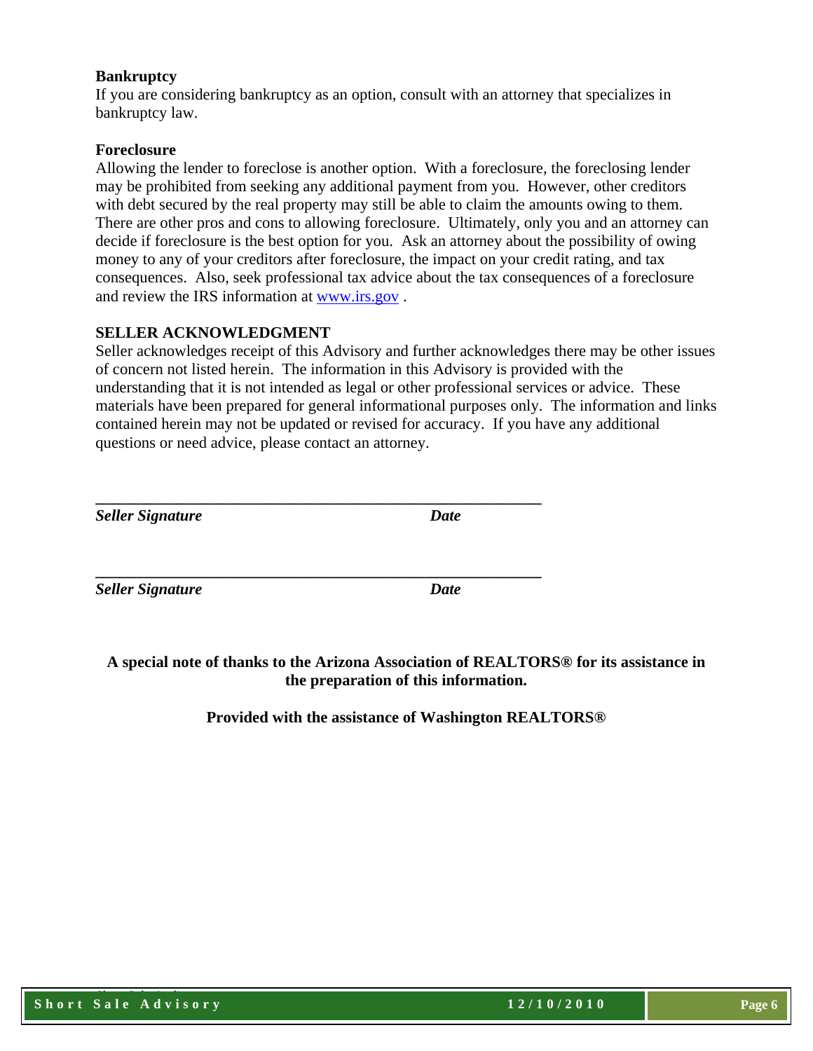**Bankruptcy**

If you are considering bankruptcy as an option, consult with an attorney that specializes in bankruptcy law.

**Foreclosure**

Allowing the lender to foreclose is another option. With a foreclosure, the foreclosing lender may be prohibited from seeking any additional payment from you. However, other creditors with debt secured by the real property may still be able to claim the amounts owing to them. There are other pros and cons to allowing foreclosure. Ultimately, only you and an attorney can decide if foreclosure is the best option for you. Ask an attorney about the possibility of owing money to any of your creditors after foreclosure, the impact on your credit rating, and tax consequences. Also, seek professional tax advice about the tax consequences of a foreclosure and review the IRS information at www.irs.gov .

**SELLER ACKNOWLEDGMENT**

Seller acknowledges receipt of this Advisory and further acknowledges there may be other issues of concern not listed herein. The information in this Advisory is provided with the understanding that it is not intended as legal or other professional services or advice. These materials have been prepared for general informational purposes only. The information and links contained herein may not be updated or revised for accuracy. If you have any additional questions or need advice, please contact an attorney.

\_\_\_\_\_\_\_\_\_\_\_\_\_\_\_\_\_\_\_\_\_\_\_\_\_\_\_\_\_\_\_\_\_\_\_\_\_\_\_\_\_\_\_\_\_\_\_\_

***Seller Signature*** ***Date***

\_\_\_\_\_\_\_\_\_\_\_\_\_\_\_\_\_\_\_\_\_\_\_\_\_\_\_\_\_\_\_\_\_\_\_\_\_\_\_\_\_\_\_\_\_\_\_\_

***Seller Signature*** ***Date***

**A special note of thanks to the Arizona Association of REALTORS® for its assistance in the preparation of this information.**

**Provided with the assistance of Washington REALTORS®**